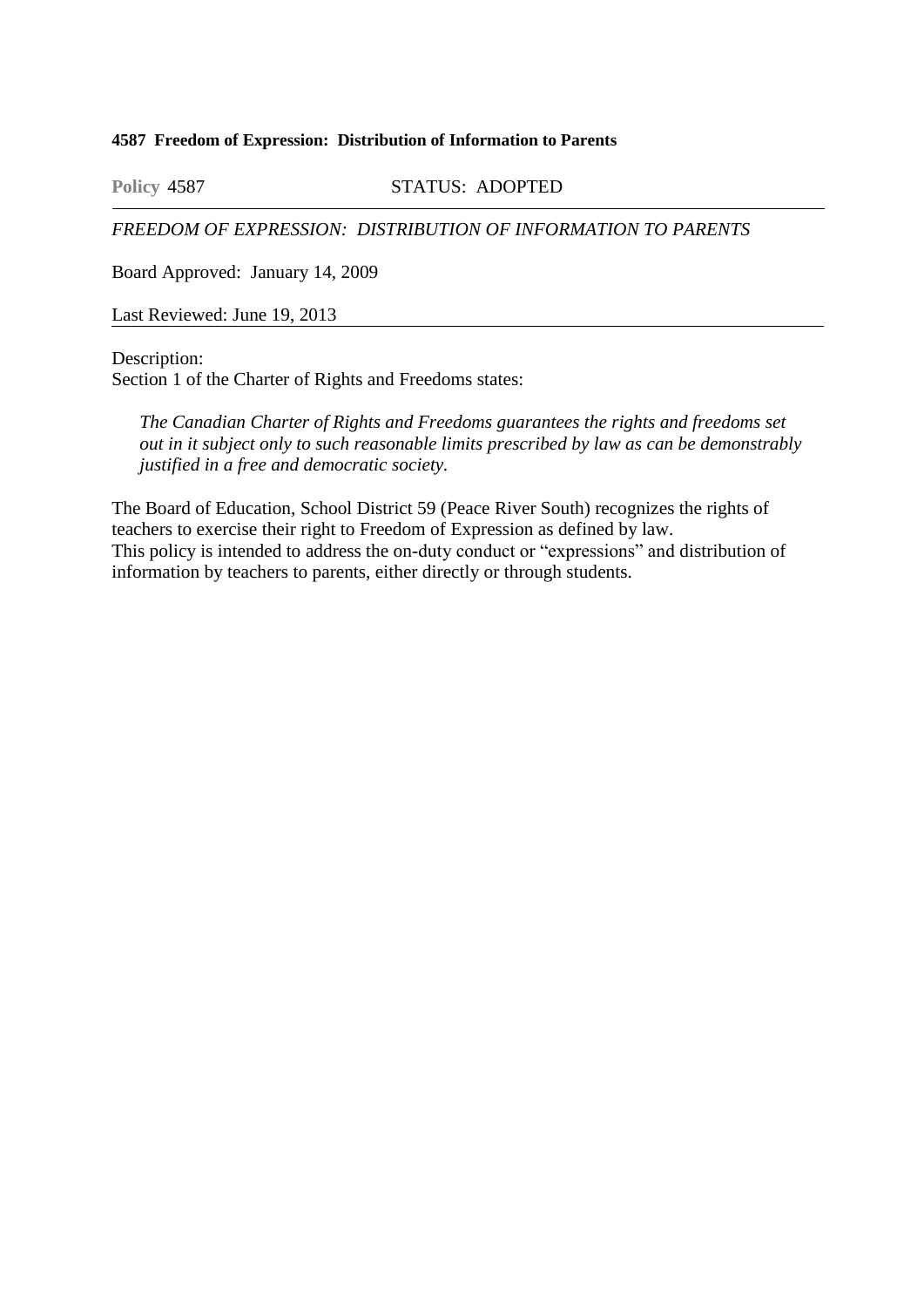**4587 Freedom of Expression: Distribution of Information to Parents**

**Policy** 4587 STATUS: ADOPTED

---

*FREEDOM OF EXPRESSION: DISTRIBUTION OF INFORMATION TO PARENTS*

Board Approved: January 14, 2009

Last Reviewed: June 19, 2013

---

Description:
Section 1 of the Charter of Rights and Freedoms states:

> *The Canadian Charter of Rights and Freedoms guarantees the rights and freedoms set out in it subject only to such reasonable limits prescribed by law as can be demonstrably justified in a free and democratic society.*

The Board of Education, School District 59 (Peace River South) recognizes the rights of teachers to exercise their right to Freedom of Expression as defined by law.
This policy is intended to address the on-duty conduct or “expressions” and distribution of information by teachers to parents, either directly or through students.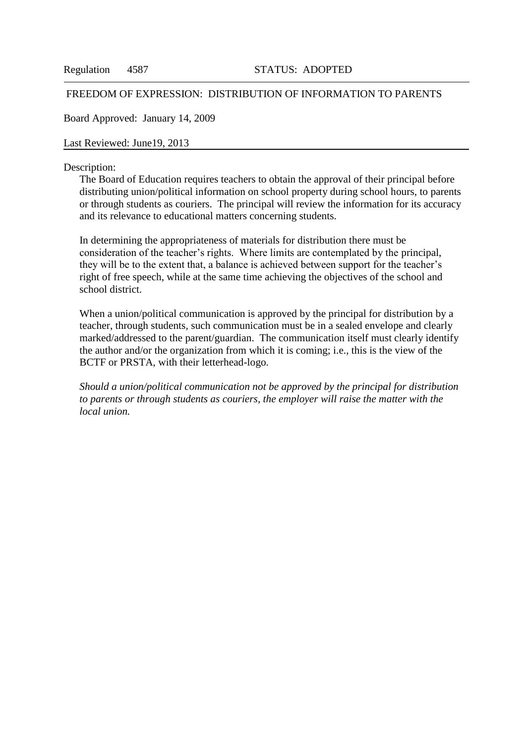Regulation 4587 STATUS: ADOPTED

# FREEDOM OF EXPRESSION: DISTRIBUTION OF INFORMATION TO PARENTS

Board Approved: January 14, 2009

Last Reviewed: June19, 2013

Description:

The Board of Education requires teachers to obtain the approval of their principal before distributing union/political information on school property during school hours, to parents or through students as couriers. The principal will review the information for its accuracy and its relevance to educational matters concerning students.

In determining the appropriateness of materials for distribution there must be consideration of the teacher's rights. Where limits are contemplated by the principal, they will be to the extent that, a balance is achieved between support for the teacher's right of free speech, while at the same time achieving the objectives of the school and school district.

When a union/political communication is approved by the principal for distribution by a teacher, through students, such communication must be in a sealed envelope and clearly marked/addressed to the parent/guardian. The communication itself must clearly identify the author and/or the organization from which it is coming; i.e., this is the view of the BCTF or PRSTA, with their letterhead-logo.

*Should a union/political communication not be approved by the principal for distribution to parents or through students as couriers, the employer will raise the matter with the local union.*